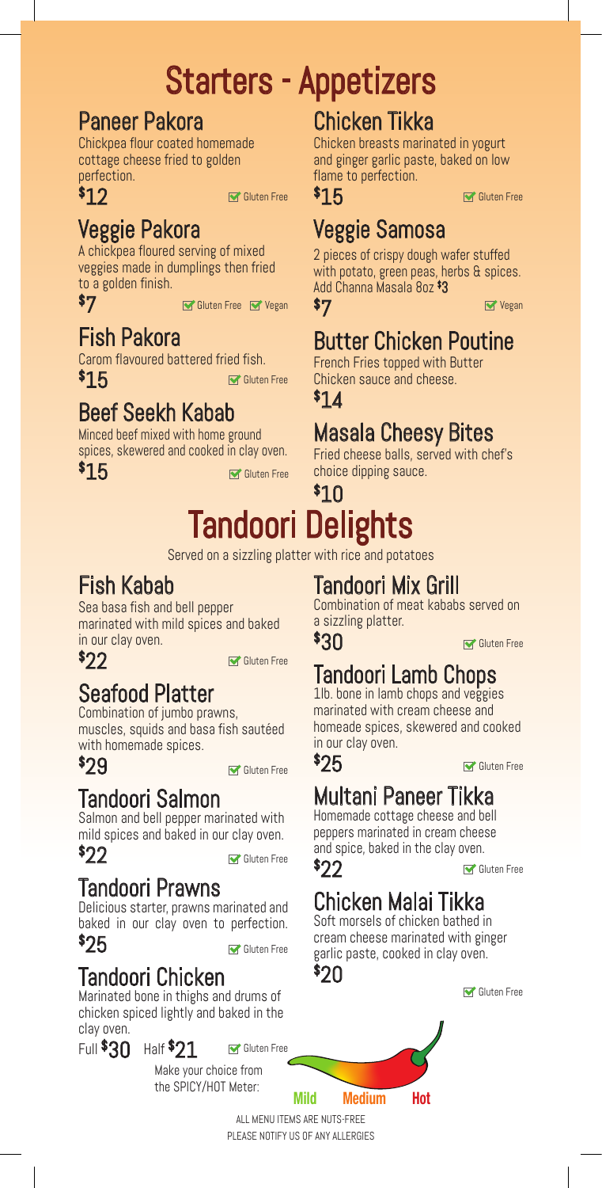# Starters - Appetizers

## Paneer Pakora

Chickpea flour coated homemade cottage cheese fried to golden perfection.

$12 — Gluten Free

## Veggie Pakora

A chickpea floured serving of mixed veggies made in dumplings then fried to a golden finish.

$7 — Gluten Free, Vegan

## Fish Pakora

Carom flavoured battered fried fish.

$15 — Gluten Free

## Beef Seekh Kabab

Minced beef mixed with home ground spices, skewered and cooked in clay oven.

$15 — Gluten Free

## Chicken Tikka

Chicken breasts marinated in yogurt and ginger garlic paste, baked on low flame to perfection.

$15 — Gluten Free

## Veggie Samosa

2 pieces of crispy dough wafer stuffed with potato, green peas, herbs & spices. Add Channa Masala 8oz $3

$7 — Vegan

## Butter Chicken Poutine

French Fries topped with Butter Chicken sauce and cheese.

$14

## Masala Cheesy Bites

Fried cheese balls, served with chef's choice dipping sauce.

$10

# Tandoori Delights

Served on a sizzling platter with rice and potatoes

## Fish Kabab

Sea basa fish and bell pepper marinated with mild spices and baked in our clay oven.

$22 — Gluten Free

## Seafood Platter

Combination of jumbo prawns, muscles, squids and basa fish sautéed with homemade spices.

$29 — Gluten Free

## Tandoori Salmon

Salmon and bell pepper marinated with mild spices and baked in our clay oven.

$22 — Gluten Free

## Tandoori Prawns

Delicious starter, prawns marinated and baked in our clay oven to perfection.

$25 — Gluten Free

## Tandoori Chicken

Marinated bone in thighs and drums of chicken spiced lightly and baked in the clay oven.

Full $30 Half $21 — Gluten Free

## Tandoori Mix Grill

Combination of meat kababs served on a sizzling platter.

$30 — Gluten Free

## Tandoori Lamb Chops

1lb. bone in lamb chops and veggies marinated with cream cheese and homeade spices, skewered and cooked in our clay oven.

$25 — Gluten Free

## Multani Paneer Tikka

Homemade cottage cheese and bell peppers marinated in cream cheese and spice, baked in the clay oven.

$22 — Gluten Free

## Chicken Malai Tikka

Soft morsels of chicken bathed in cream cheese marinated with ginger garlic paste, cooked in clay oven.

$20 — Gluten Free

Make your choice from the SPICY/HOT Meter: Mild — Medium — Hot

ALL MENU ITEMS ARE NUTS-FREE
PLEASE NOTIFY US OF ANY ALLERGIES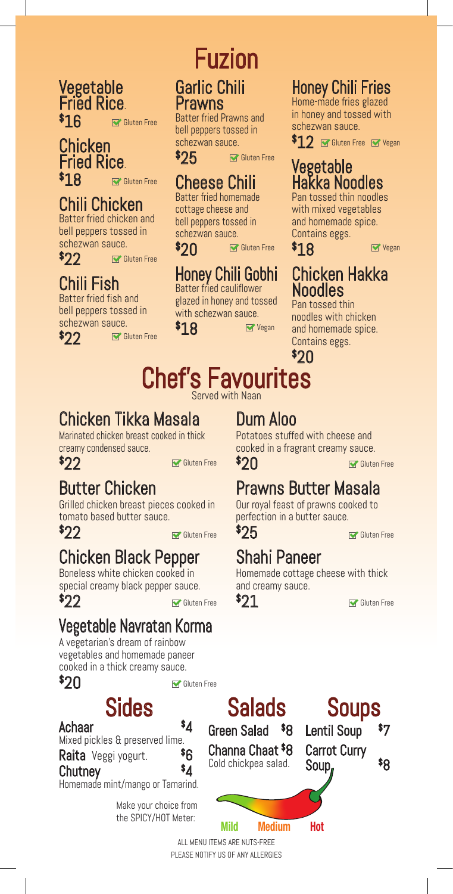# Fuzion

### Vegetable Fried Rice.
$16 ☑ Gluten Free

### Chicken Fried Rice.
$18 ☑ Gluten Free

### Chili Chicken
Batter fried chicken and bell peppers tossed in schezwan sauce.

$22 ☑ Gluten Free

### Chili Fish
Batter fried fish and bell peppers tossed in schezwan sauce.

$22 ☑ Gluten Free

### Garlic Chili Prawns
Batter fried Prawns and bell peppers tossed in schezwan sauce.

$25 ☑ Gluten Free

### Cheese Chili
Batter fried homemade cottage cheese and bell peppers tossed in schezwan sauce.

$20 ☑ Gluten Free

### Honey Chili Gobhi
Batter fried cauliflower glazed in honey and tossed with schezwan sauce.

$18 ☑ Vegan

### Honey Chili Fries
Home-made fries glazed in honey and tossed with schezwan sauce.

$12 ☑ Gluten Free ☑ Vegan

### Vegetable Hakka Noodles
Pan tossed thin noodles with mixed vegetables and homemade spice. Contains eggs.

$18 ☑ Vegan

### Chicken Hakka Noodles
Pan tossed thin noodles with chicken and homemade spice. Contains eggs.

$20

# Chef's Favourites

Served with Naan

### Chicken Tikka Masala
Marinated chicken breast cooked in thick creamy condensed sauce.

$22 ☑ Gluten Free

### Butter Chicken
Grilled chicken breast pieces cooked in tomato based butter sauce.

$22 ☑ Gluten Free

### Chicken Black Pepper
Boneless white chicken cooked in special creamy black pepper sauce.

$22 ☑ Gluten Free

### Vegetable Navratan Korma
A vegetarian's dream of rainbow vegetables and homemade paneer cooked in a thick creamy sauce.

$20 ☑ Gluten Free

### Dum Aloo
Potatoes stuffed with cheese and cooked in a fragrant creamy sauce.

$20 ☑ Gluten Free

### Prawns Butter Masala
Our royal feast of prawns cooked to perfection in a butter sauce.

$25 ☑ Gluten Free

### Shahi Paneer
Homemade cottage cheese with thick and creamy sauce.

$21 ☑ Gluten Free

# Sides

**Achaar** $4
Mixed pickles & preserved lime.

**Raita** Veggi yogurt. $6

**Chutney** $4
Homemade mint/mango or Tamarind.

# Salads

**Green Salad** $8

**Channa Chaat** $8
Cold chickpea salad.

# Soups

**Lentil Soup** $7

**Carrot Curry Soup** $8

Make your choice from the SPICY/HOT Meter:

Mild Medium Hot

ALL MENU ITEMS ARE NUTS-FREE
PLEASE NOTIFY US OF ANY ALLERGIES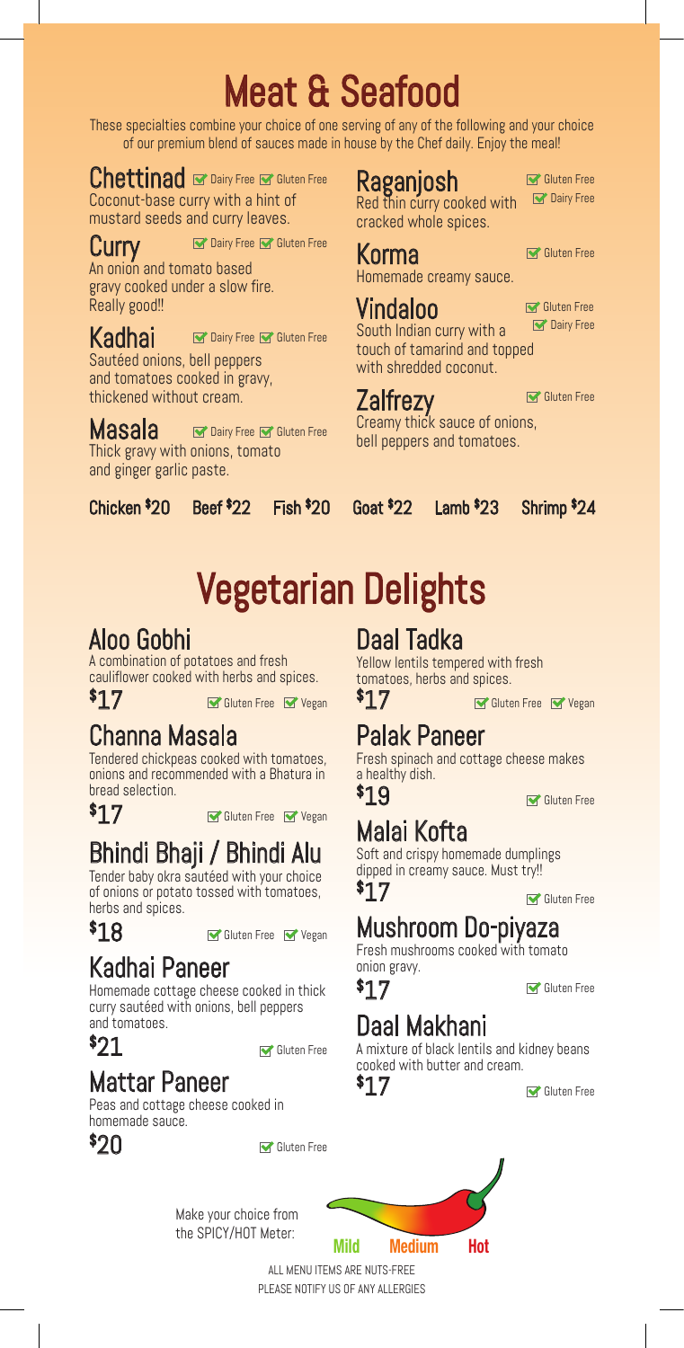# Meat & Seafood

These specialties combine your choice of one serving of any of the following and your choice of our premium blend of sauces made in house by the Chef daily. Enjoy the meal!

### Chettinad
✓ Dairy Free ✓ Gluten Free

Coconut-base curry with a hint of mustard seeds and curry leaves.

### Curry
✓ Dairy Free ✓ Gluten Free

An onion and tomato based gravy cooked under a slow fire. Really good!!

### Kadhai
✓ Dairy Free ✓ Gluten Free

Sautéed onions, bell peppers and tomatoes cooked in gravy, thickened without cream.

### Masala
✓ Dairy Free ✓ Gluten Free

Thick gravy with onions, tomato and ginger garlic paste.

### Raganjosh
✓ Gluten Free ✓ Dairy Free

Red thin curry cooked with cracked whole spices.

### Korma
✓ Gluten Free

Homemade creamy sauce.

### Vindaloo
✓ Gluten Free ✓ Dairy Free

South Indian curry with a touch of tamarind and topped with shredded coconut.

### Zalfrezy
✓ Gluten Free

Creamy thick sauce of onions, bell peppers and tomatoes.

**Chicken $20 Beef $22 Fish $20 Goat $22 Lamb $23 Shrimp $24**

# Vegetarian Delights

## Aloo Gobhi
A combination of potatoes and fresh cauliflower cooked with herbs and spices.

$17 ✓ Gluten Free ✓ Vegan

## Channa Masala
Tendered chickpeas cooked with tomatoes, onions and recommended with a Bhatura in bread selection.

$17 ✓ Gluten Free ✓ Vegan

## Bhindi Bhaji / Bhindi Alu
Tender baby okra sautéed with your choice of onions or potato tossed with tomatoes, herbs and spices.

$18 ✓ Gluten Free ✓ Vegan

## Kadhai Paneer
Homemade cottage cheese cooked in thick curry sautéed with onions, bell peppers and tomatoes.

$21 ✓ Gluten Free

## Mattar Paneer
Peas and cottage cheese cooked in homemade sauce.

$20 ✓ Gluten Free

## Daal Tadka
Yellow lentils tempered with fresh tomatoes, herbs and spices.

$17 ✓ Gluten Free ✓ Vegan

## Palak Paneer
Fresh spinach and cottage cheese makes a healthy dish.

$19 ✓ Gluten Free

## Malai Kofta
Soft and crispy homemade dumplings dipped in creamy sauce. Must try!!

$17 ✓ Gluten Free

## Mushroom Do-piyaza
Fresh mushrooms cooked with tomato onion gravy.

$17 ✓ Gluten Free

## Daal Makhani
A mixture of black lentils and kidney beans cooked with butter and cream.

$17 ✓ Gluten Free

Make your choice from the SPICY/HOT Meter: Mild Medium Hot

ALL MENU ITEMS ARE NUTS-FREE
PLEASE NOTIFY US OF ANY ALLERGIES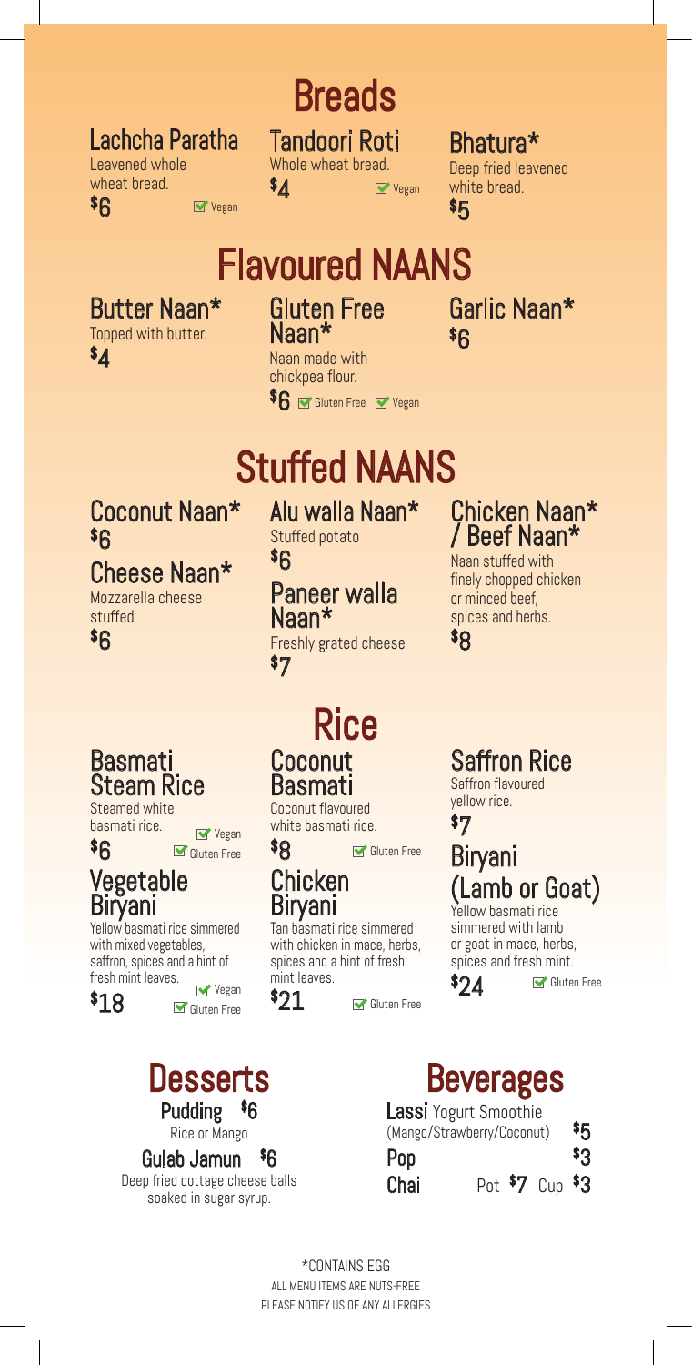# Breads

### Lachcha Paratha
Leavened whole wheat bread.
$6 ☑ Vegan

### Tandoori Roti
Whole wheat bread.
$4 ☑ Vegan

### Bhatura*
Deep fried leavened white bread.
$5

# Flavoured NAANS

### Butter Naan*
Topped with butter.
$4

### Gluten Free Naan*
Naan made with chickpea flour.
$6 ☑ Gluten Free ☑ Vegan

### Garlic Naan*
$6

# Stuffed NAANS

### Coconut Naan*
$6

### Cheese Naan*
Mozzarella cheese stuffed
$6

### Alu walla Naan*
Stuffed potato
$6

### Paneer walla Naan*
Freshly grated cheese
$7

### Chicken Naan* / Beef Naan*
Naan stuffed with finely chopped chicken or minced beef, spices and herbs.
$8

# Rice

### Basmati Steam Rice
Steamed white basmati rice.
$6 ☑ Vegan ☑ Gluten Free

### Vegetable Biryani
Yellow basmati rice simmered with mixed vegetables, saffron, spices and a hint of fresh mint leaves.
$18 ☑ Vegan ☑ Gluten Free

### Coconut Basmati
Coconut flavoured white basmati rice.
$8 ☑ Gluten Free

### Chicken Biryani
Tan basmati rice simmered with chicken in mace, herbs, spices and a hint of fresh mint leaves.
$21 ☑ Gluten Free

### Saffron Rice
Saffron flavoured yellow rice.
$7

### Biryani (Lamb or Goat)
Yellow basmati rice simmered with lamb or goat in mace, herbs, spices and fresh mint.
$24 ☑ Gluten Free

# Desserts

**Pudding** $6
Rice or Mango

**Gulab Jamun** $6
Deep fried cottage cheese balls soaked in sugar syrup.

# Beverages

**Lassi** Yogurt Smoothie (Mango/Strawberry/Coconut) $5

**Pop** $3

**Chai** Pot $7 Cup $3

*CONTAINS EGG
ALL MENU ITEMS ARE NUTS-FREE
PLEASE NOTIFY US OF ANY ALLERGIES